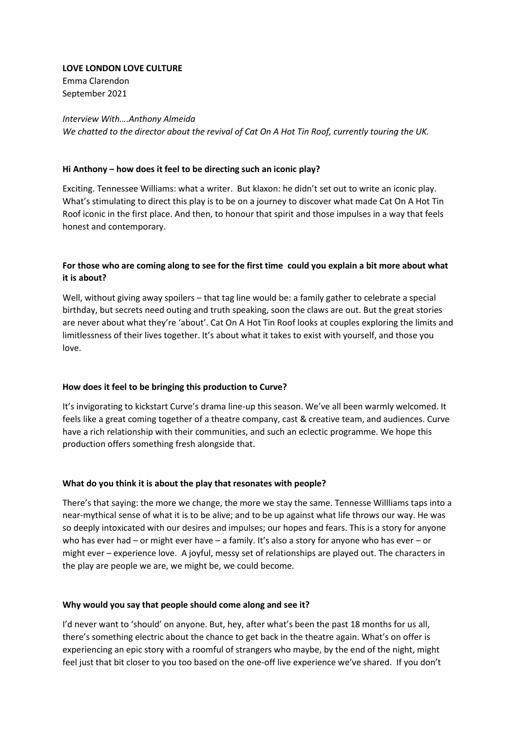**LOVE LONDON LOVE CULTURE**
Emma Clarendon
September 2021

*Interview With….Anthony Almeida*
*We chatted to the director about the revival of Cat On A Hot Tin Roof, currently touring the UK.*

**Hi Anthony – how does it feel to be directing such an iconic play?**

Exciting. Tennessee Williams: what a writer. But klaxon: he didn't set out to write an iconic play. What's stimulating to direct this play is to be on a journey to discover what made Cat On A Hot Tin Roof iconic in the first place. And then, to honour that spirit and those impulses in a way that feels honest and contemporary.

**For those who are coming along to see for the first time could you explain a bit more about what it is about?**

Well, without giving away spoilers – that tag line would be: a family gather to celebrate a special birthday, but secrets need outing and truth speaking, soon the claws are out. But the great stories are never about what they're 'about'. Cat On A Hot Tin Roof looks at couples exploring the limits and limitlessness of their lives together. It's about what it takes to exist with yourself, and those you love.

**How does it feel to be bringing this production to Curve?**

It's invigorating to kickstart Curve's drama line-up this season. We've all been warmly welcomed. It feels like a great coming together of a theatre company, cast & creative team, and audiences. Curve have a rich relationship with their communities, and such an eclectic programme. We hope this production offers something fresh alongside that.

**What do you think it is about the play that resonates with people?**

There's that saying: the more we change, the more we stay the same. Tennesse Willliams taps into a near-mythical sense of what it is to be alive; and to be up against what life throws our way. He was so deeply intoxicated with our desires and impulses; our hopes and fears. This is a story for anyone who has ever had – or might ever have – a family. It's also a story for anyone who has ever – or might ever – experience love. A joyful, messy set of relationships are played out. The characters in the play are people we are, we might be, we could become.

**Why would you say that people should come along and see it?**

I'd never want to 'should' on anyone. But, hey, after what's been the past 18 months for us all, there's something electric about the chance to get back in the theatre again. What's on offer is experiencing an epic story with a roomful of strangers who maybe, by the end of the night, might feel just that bit closer to you too based on the one-off live experience we've shared. If you don't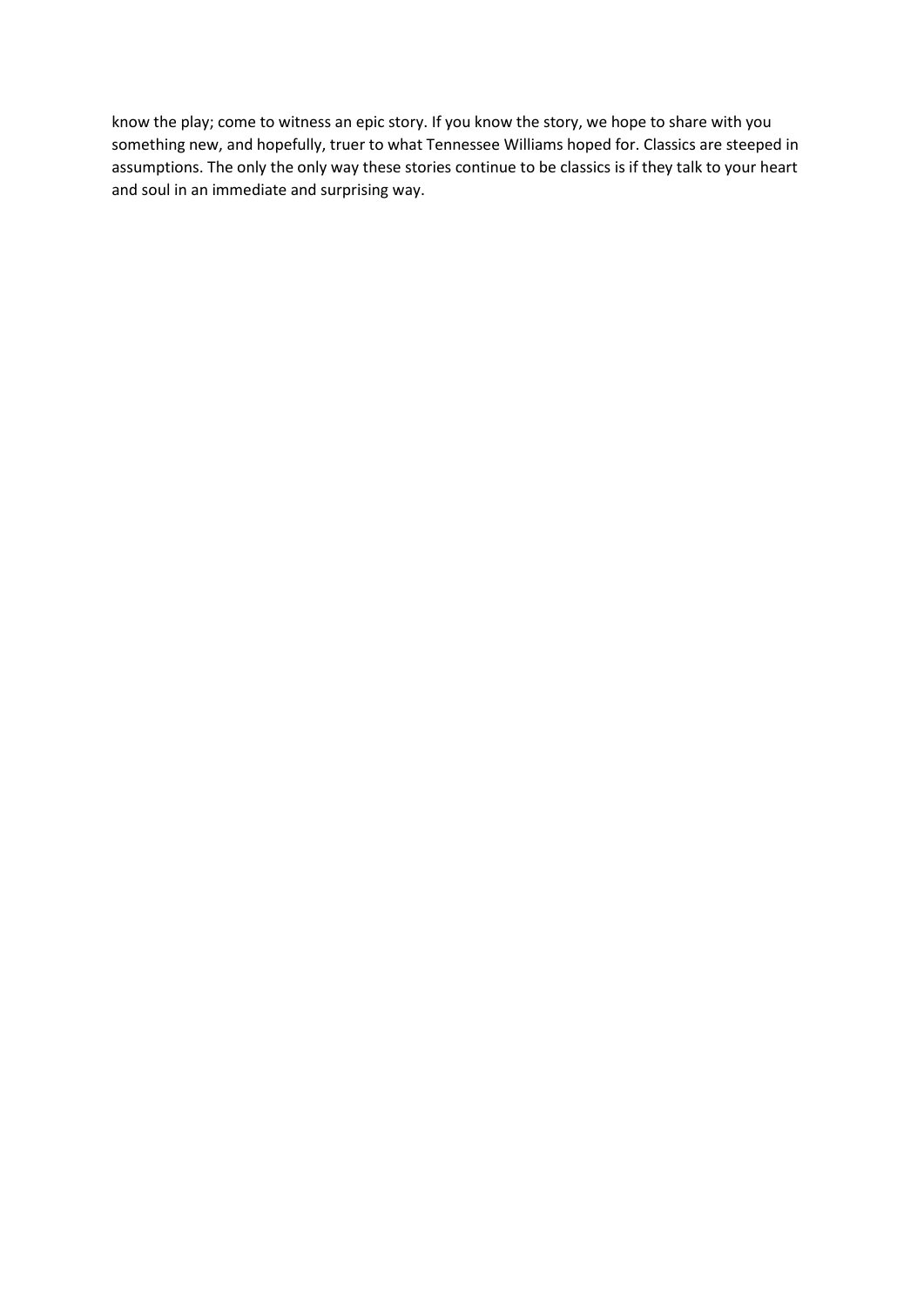know the play; come to witness an epic story. If you know the story, we hope to share with you something new, and hopefully, truer to what Tennessee Williams hoped for. Classics are steeped in assumptions. The only the only way these stories continue to be classics is if they talk to your heart and soul in an immediate and surprising way.